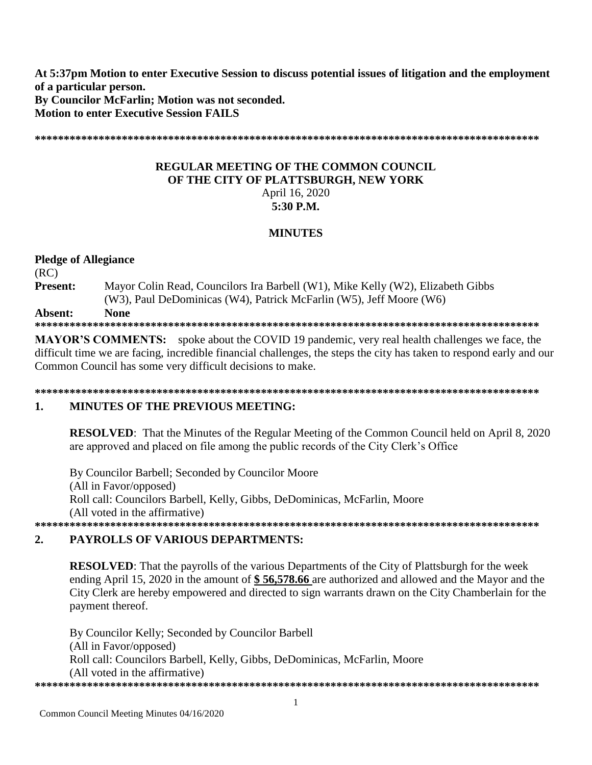**At 5:37pm Motion to enter Executive Session to discuss potential issues of litigation and the employment of a particular person.**
**By Councilor McFarlin; Motion was not seconded.**
**Motion to enter Executive Session FAILS**

*******************************************************************************************

# REGULAR MEETING OF THE COMMON COUNCIL OF THE CITY OF PLATTSBURGH, NEW YORK

April 16, 2020
**5:30 P.M.**

## MINUTES

**Pledge of Allegiance**
(RC)
**Present:** Mayor Colin Read, Councilors Ira Barbell (W1), Mike Kelly (W2), Elizabeth Gibbs (W3), Paul DeDominicas (W4), Patrick McFarlin (W5), Jeff Moore (W6)
**Absent:** **None**

*******************************************************************************************

**MAYOR'S COMMENTS:** spoke about the COVID 19 pandemic, very real health challenges we face, the difficult time we are facing, incredible financial challenges, the steps the city has taken to respond early and our Common Council has some very difficult decisions to make.

*******************************************************************************************

## 1. MINUTES OF THE PREVIOUS MEETING:

**RESOLVED**: That the Minutes of the Regular Meeting of the Common Council held on April 8, 2020 are approved and placed on file among the public records of the City Clerk's Office

By Councilor Barbell; Seconded by Councilor Moore
(All in Favor/opposed)
Roll call: Councilors Barbell, Kelly, Gibbs, DeDominicas, McFarlin, Moore
(All voted in the affirmative)

*******************************************************************************************

## 2. PAYROLLS OF VARIOUS DEPARTMENTS:

**RESOLVED**: That the payrolls of the various Departments of the City of Plattsburgh for the week ending April 15, 2020 in the amount of **$ 56,578.66** are authorized and allowed and the Mayor and the City Clerk are hereby empowered and directed to sign warrants drawn on the City Chamberlain for the payment thereof.

By Councilor Kelly; Seconded by Councilor Barbell
(All in Favor/opposed)
Roll call: Councilors Barbell, Kelly, Gibbs, DeDominicas, McFarlin, Moore
(All voted in the affirmative)

*******************************************************************************************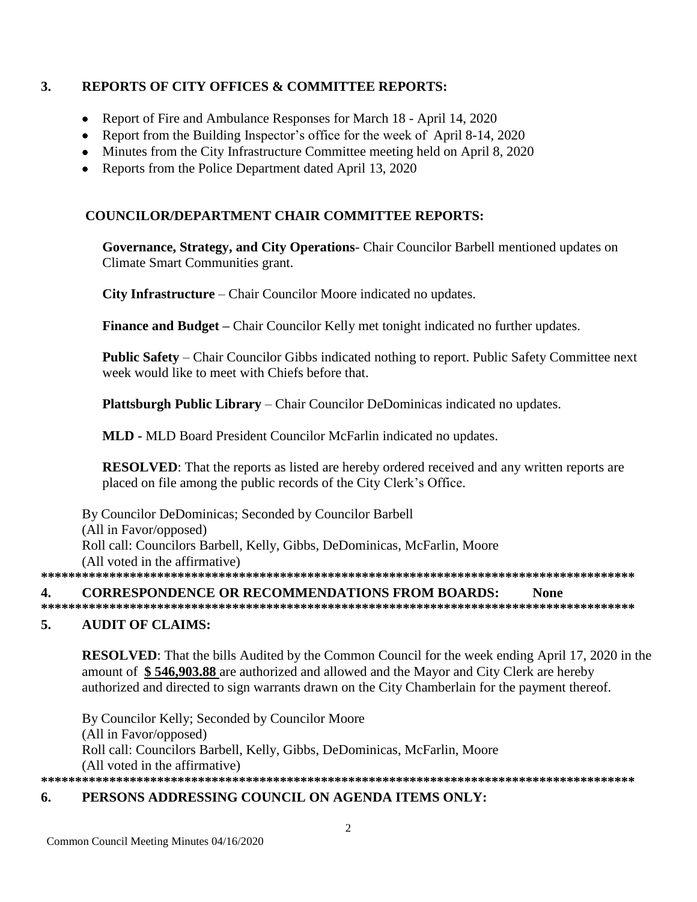## 3. REPORTS OF CITY OFFICES & COMMITTEE REPORTS:

- Report of Fire and Ambulance Responses for March 18 - April 14, 2020
- Report from the Building Inspector's office for the week of April 8-14, 2020
- Minutes from the City Infrastructure Committee meeting held on April 8, 2020
- Reports from the Police Department dated April 13, 2020

### COUNCILOR/DEPARTMENT CHAIR COMMITTEE REPORTS:

**Governance, Strategy, and City Operations**- Chair Councilor Barbell mentioned updates on Climate Smart Communities grant.

**City Infrastructure** – Chair Councilor Moore indicated no updates.

**Finance and Budget –** Chair Councilor Kelly met tonight indicated no further updates.

**Public Safety** – Chair Councilor Gibbs indicated nothing to report. Public Safety Committee next week would like to meet with Chiefs before that.

**Plattsburgh Public Library** – Chair Councilor DeDominicas indicated no updates.

**MLD -** MLD Board President Councilor McFarlin indicated no updates.

**RESOLVED**: That the reports as listed are hereby ordered received and any written reports are placed on file among the public records of the City Clerk's Office.

By Councilor DeDominicas; Seconded by Councilor Barbell
(All in Favor/opposed)
Roll call: Councilors Barbell, Kelly, Gibbs, DeDominicas, McFarlin, Moore
(All voted in the affirmative)

*******************************************************************************************

## 4. CORRESPONDENCE OR RECOMMENDATIONS FROM BOARDS: None

*******************************************************************************************

## 5. AUDIT OF CLAIMS:

**RESOLVED**: That the bills Audited by the Common Council for the week ending April 17, 2020 in the amount of **$ 546,903.88** are authorized and allowed and the Mayor and City Clerk are hereby authorized and directed to sign warrants drawn on the City Chamberlain for the payment thereof.

By Councilor Kelly; Seconded by Councilor Moore
(All in Favor/opposed)
Roll call: Councilors Barbell, Kelly, Gibbs, DeDominicas, McFarlin, Moore
(All voted in the affirmative)

*******************************************************************************************

## 6. PERSONS ADDRESSING COUNCIL ON AGENDA ITEMS ONLY: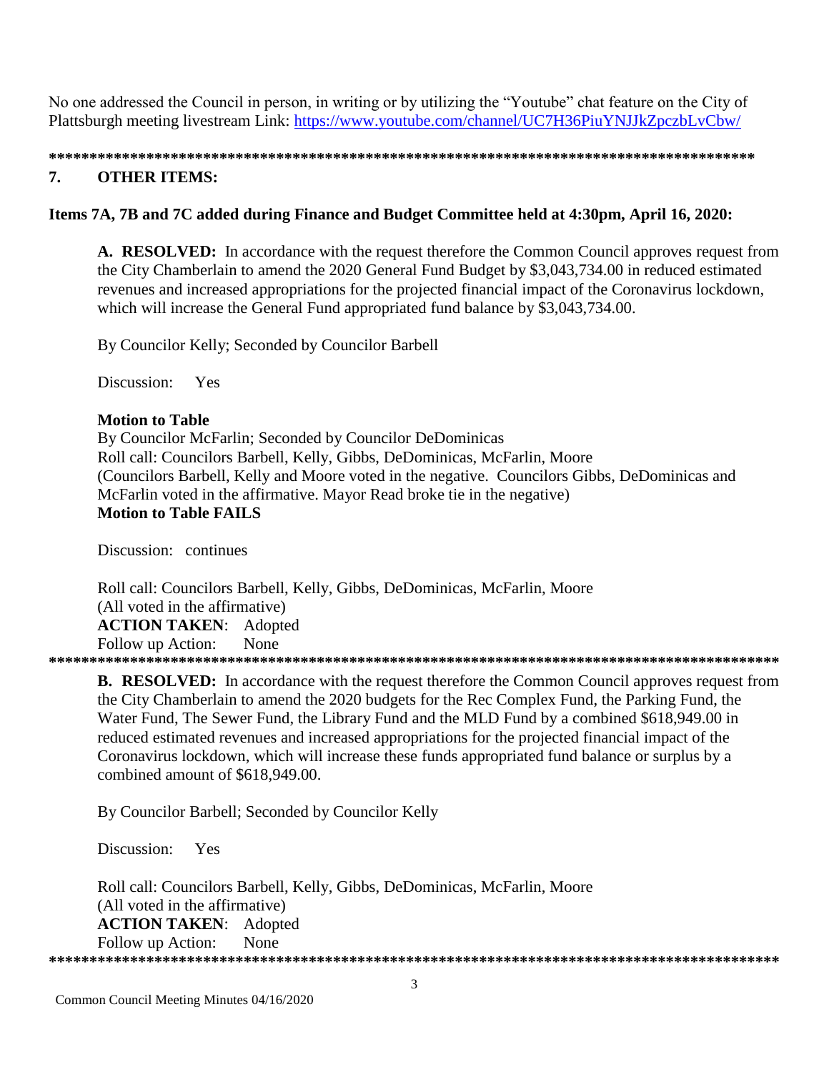No one addressed the Council in person, in writing or by utilizing the "Youtube" chat feature on the City of Plattsburgh meeting livestream Link: https://www.youtube.com/channel/UC7H36PiuYNJJkZpczbLvCbw/

*******************************************************************************************

## 7. OTHER ITEMS:

**Items 7A, 7B and 7C added during Finance and Budget Committee held at 4:30pm, April 16, 2020:**

**A. RESOLVED:** In accordance with the request therefore the Common Council approves request from the City Chamberlain to amend the 2020 General Fund Budget by $3,043,734.00 in reduced estimated revenues and increased appropriations for the projected financial impact of the Coronavirus lockdown, which will increase the General Fund appropriated fund balance by $3,043,734.00.

By Councilor Kelly; Seconded by Councilor Barbell

Discussion: Yes

**Motion to Table**
By Councilor McFarlin; Seconded by Councilor DeDominicas
Roll call: Councilors Barbell, Kelly, Gibbs, DeDominicas, McFarlin, Moore
(Councilors Barbell, Kelly and Moore voted in the negative. Councilors Gibbs, DeDominicas and McFarlin voted in the affirmative. Mayor Read broke tie in the negative)
**Motion to Table FAILS**

Discussion: continues

Roll call: Councilors Barbell, Kelly, Gibbs, DeDominicas, McFarlin, Moore
(All voted in the affirmative)
**ACTION TAKEN**: Adopted
Follow up Action: None

*******************************************************************************************

**B. RESOLVED:** In accordance with the request therefore the Common Council approves request from the City Chamberlain to amend the 2020 budgets for the Rec Complex Fund, the Parking Fund, the Water Fund, The Sewer Fund, the Library Fund and the MLD Fund by a combined $618,949.00 in reduced estimated revenues and increased appropriations for the projected financial impact of the Coronavirus lockdown, which will increase these funds appropriated fund balance or surplus by a combined amount of $618,949.00.

By Councilor Barbell; Seconded by Councilor Kelly

Discussion: Yes

Roll call: Councilors Barbell, Kelly, Gibbs, DeDominicas, McFarlin, Moore
(All voted in the affirmative)
**ACTION TAKEN**: Adopted
Follow up Action: None

*******************************************************************************************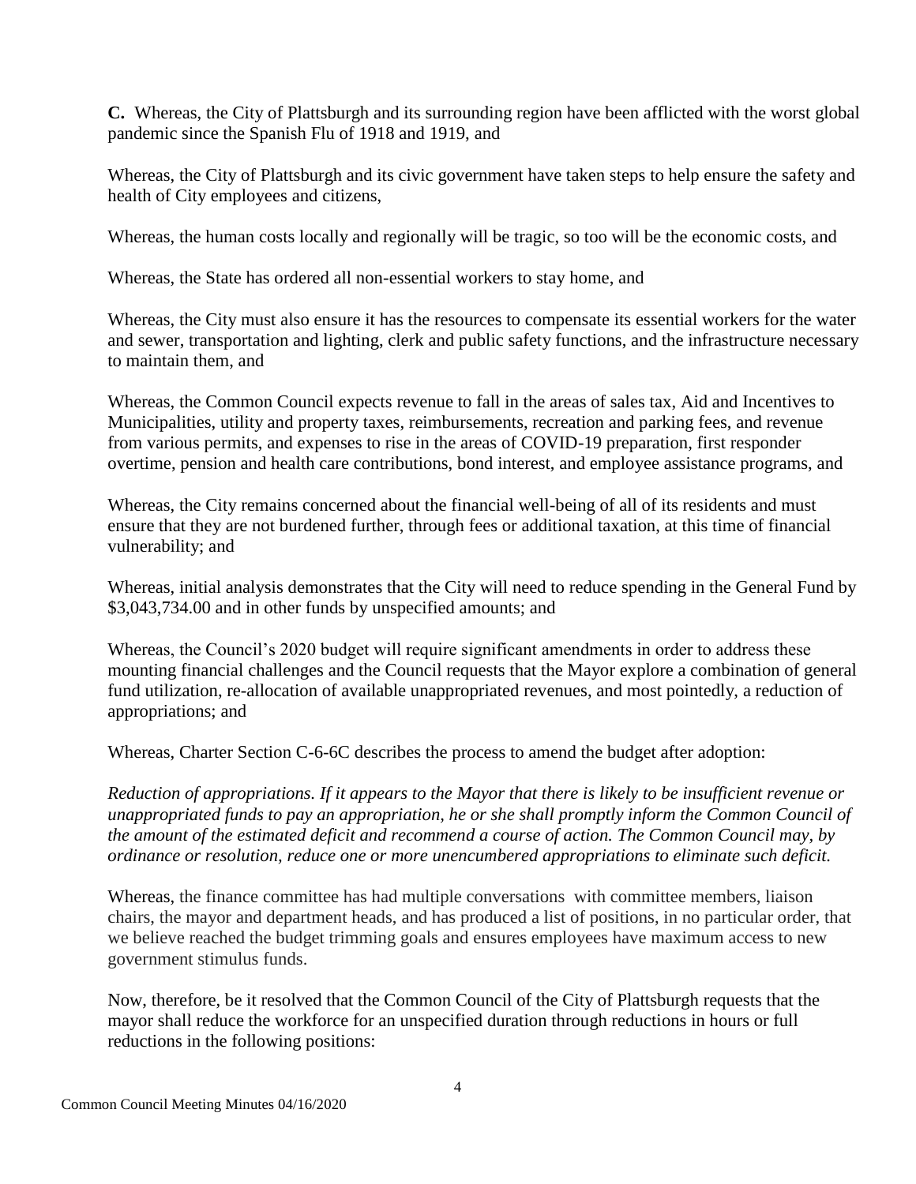**C.** Whereas, the City of Plattsburgh and its surrounding region have been afflicted with the worst global pandemic since the Spanish Flu of 1918 and 1919, and

Whereas, the City of Plattsburgh and its civic government have taken steps to help ensure the safety and health of City employees and citizens,

Whereas, the human costs locally and regionally will be tragic, so too will be the economic costs, and

Whereas, the State has ordered all non-essential workers to stay home, and

Whereas, the City must also ensure it has the resources to compensate its essential workers for the water and sewer, transportation and lighting, clerk and public safety functions, and the infrastructure necessary to maintain them, and

Whereas, the Common Council expects revenue to fall in the areas of sales tax, Aid and Incentives to Municipalities, utility and property taxes, reimbursements, recreation and parking fees, and revenue from various permits, and expenses to rise in the areas of COVID-19 preparation, first responder overtime, pension and health care contributions, bond interest, and employee assistance programs, and

Whereas, the City remains concerned about the financial well-being of all of its residents and must ensure that they are not burdened further, through fees or additional taxation, at this time of financial vulnerability; and

Whereas, initial analysis demonstrates that the City will need to reduce spending in the General Fund by $3,043,734.00 and in other funds by unspecified amounts; and

Whereas, the Council's 2020 budget will require significant amendments in order to address these mounting financial challenges and the Council requests that the Mayor explore a combination of general fund utilization, re-allocation of available unappropriated revenues, and most pointedly, a reduction of appropriations; and

Whereas, Charter Section C-6-6C describes the process to amend the budget after adoption:

*Reduction of appropriations. If it appears to the Mayor that there is likely to be insufficient revenue or unappropriated funds to pay an appropriation, he or she shall promptly inform the Common Council of the amount of the estimated deficit and recommend a course of action. The Common Council may, by ordinance or resolution, reduce one or more unencumbered appropriations to eliminate such deficit.*

Whereas, the finance committee has had multiple conversations with committee members, liaison chairs, the mayor and department heads, and has produced a list of positions, in no particular order, that we believe reached the budget trimming goals and ensures employees have maximum access to new government stimulus funds.

Now, therefore, be it resolved that the Common Council of the City of Plattsburgh requests that the mayor shall reduce the workforce for an unspecified duration through reductions in hours or full reductions in the following positions: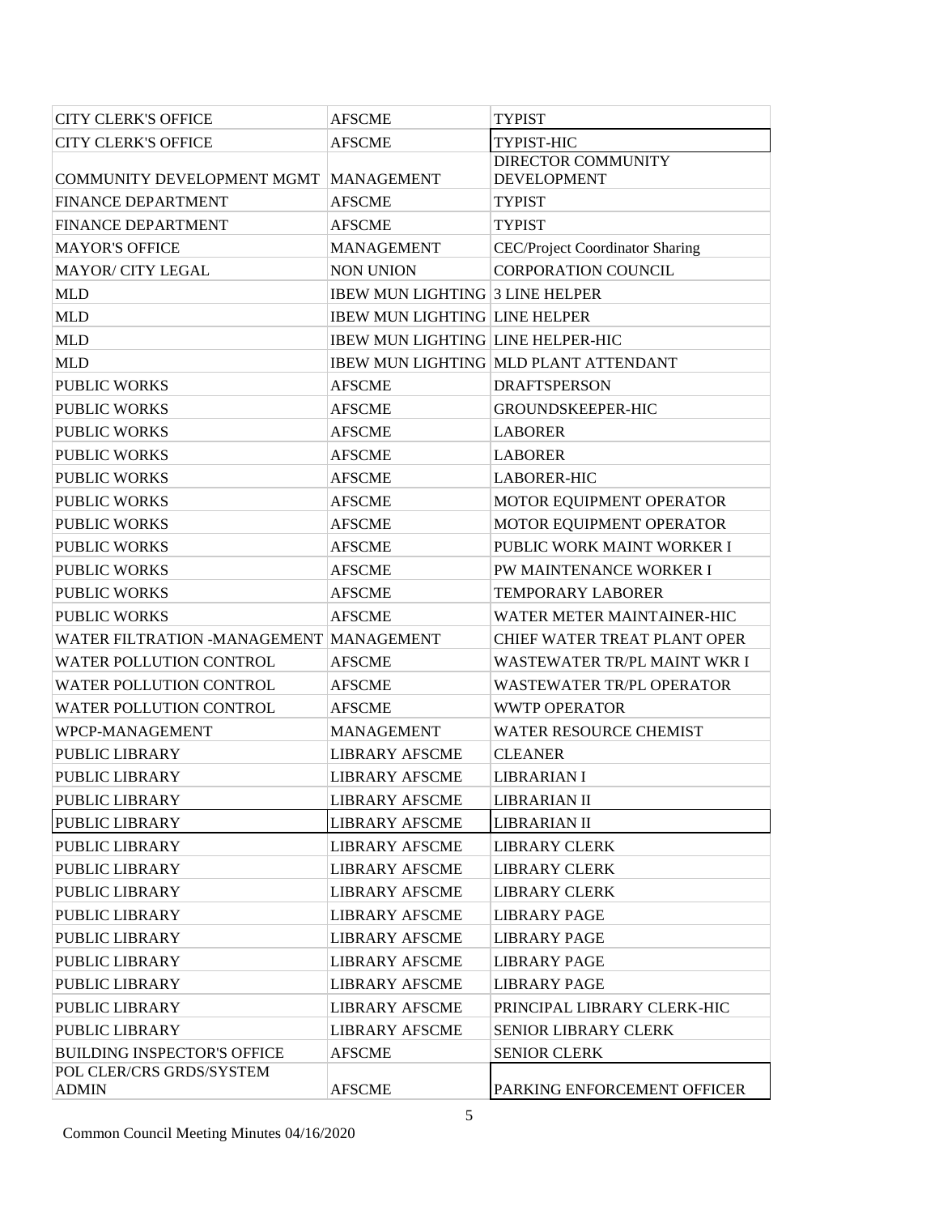| | | |
|---|---|---|
| CITY CLERK'S OFFICE | AFSCME | TYPIST |
| CITY CLERK'S OFFICE | AFSCME | TYPIST-HIC |
| COMMUNITY DEVELOPMENT MGMT | MANAGEMENT | DIRECTOR COMMUNITY DEVELOPMENT |
| FINANCE DEPARTMENT | AFSCME | TYPIST |
| FINANCE DEPARTMENT | AFSCME | TYPIST |
| MAYOR'S OFFICE | MANAGEMENT | CEC/Project Coordinator Sharing |
| MAYOR/ CITY LEGAL | NON UNION | CORPORATION COUNCIL |
| MLD | IBEW MUN LIGHTING | 3 LINE HELPER |
| MLD | IBEW MUN LIGHTING | LINE HELPER |
| MLD | IBEW MUN LIGHTING | LINE HELPER-HIC |
| MLD | IBEW MUN LIGHTING | MLD PLANT ATTENDANT |
| PUBLIC WORKS | AFSCME | DRAFTSPERSON |
| PUBLIC WORKS | AFSCME | GROUNDSKEEPER-HIC |
| PUBLIC WORKS | AFSCME | LABORER |
| PUBLIC WORKS | AFSCME | LABORER |
| PUBLIC WORKS | AFSCME | LABORER-HIC |
| PUBLIC WORKS | AFSCME | MOTOR EQUIPMENT OPERATOR |
| PUBLIC WORKS | AFSCME | MOTOR EQUIPMENT OPERATOR |
| PUBLIC WORKS | AFSCME | PUBLIC WORK MAINT WORKER I |
| PUBLIC WORKS | AFSCME | PW MAINTENANCE WORKER I |
| PUBLIC WORKS | AFSCME | TEMPORARY LABORER |
| PUBLIC WORKS | AFSCME | WATER METER MAINTAINER-HIC |
| WATER FILTRATION -MANAGEMENT | MANAGEMENT | CHIEF WATER TREAT PLANT OPER |
| WATER POLLUTION CONTROL | AFSCME | WASTEWATER TR/PL MAINT WKR I |
| WATER POLLUTION CONTROL | AFSCME | WASTEWATER TR/PL OPERATOR |
| WATER POLLUTION CONTROL | AFSCME | WWTP OPERATOR |
| WPCP-MANAGEMENT | MANAGEMENT | WATER RESOURCE CHEMIST |
| PUBLIC LIBRARY | LIBRARY AFSCME | CLEANER |
| PUBLIC LIBRARY | LIBRARY AFSCME | LIBRARIAN I |
| PUBLIC LIBRARY | LIBRARY AFSCME | LIBRARIAN II |
| PUBLIC LIBRARY | LIBRARY AFSCME | LIBRARIAN II |
| PUBLIC LIBRARY | LIBRARY AFSCME | LIBRARY CLERK |
| PUBLIC LIBRARY | LIBRARY AFSCME | LIBRARY CLERK |
| PUBLIC LIBRARY | LIBRARY AFSCME | LIBRARY CLERK |
| PUBLIC LIBRARY | LIBRARY AFSCME | LIBRARY PAGE |
| PUBLIC LIBRARY | LIBRARY AFSCME | LIBRARY PAGE |
| PUBLIC LIBRARY | LIBRARY AFSCME | LIBRARY PAGE |
| PUBLIC LIBRARY | LIBRARY AFSCME | LIBRARY PAGE |
| PUBLIC LIBRARY | LIBRARY AFSCME | PRINCIPAL LIBRARY CLERK-HIC |
| PUBLIC LIBRARY | LIBRARY AFSCME | SENIOR LIBRARY CLERK |
| BUILDING INSPECTOR'S OFFICE | AFSCME | SENIOR CLERK |
| POL CLER/CRS GRDS/SYSTEM ADMIN | AFSCME | PARKING ENFORCEMENT OFFICER |

Common Council Meeting Minutes 04/16/2020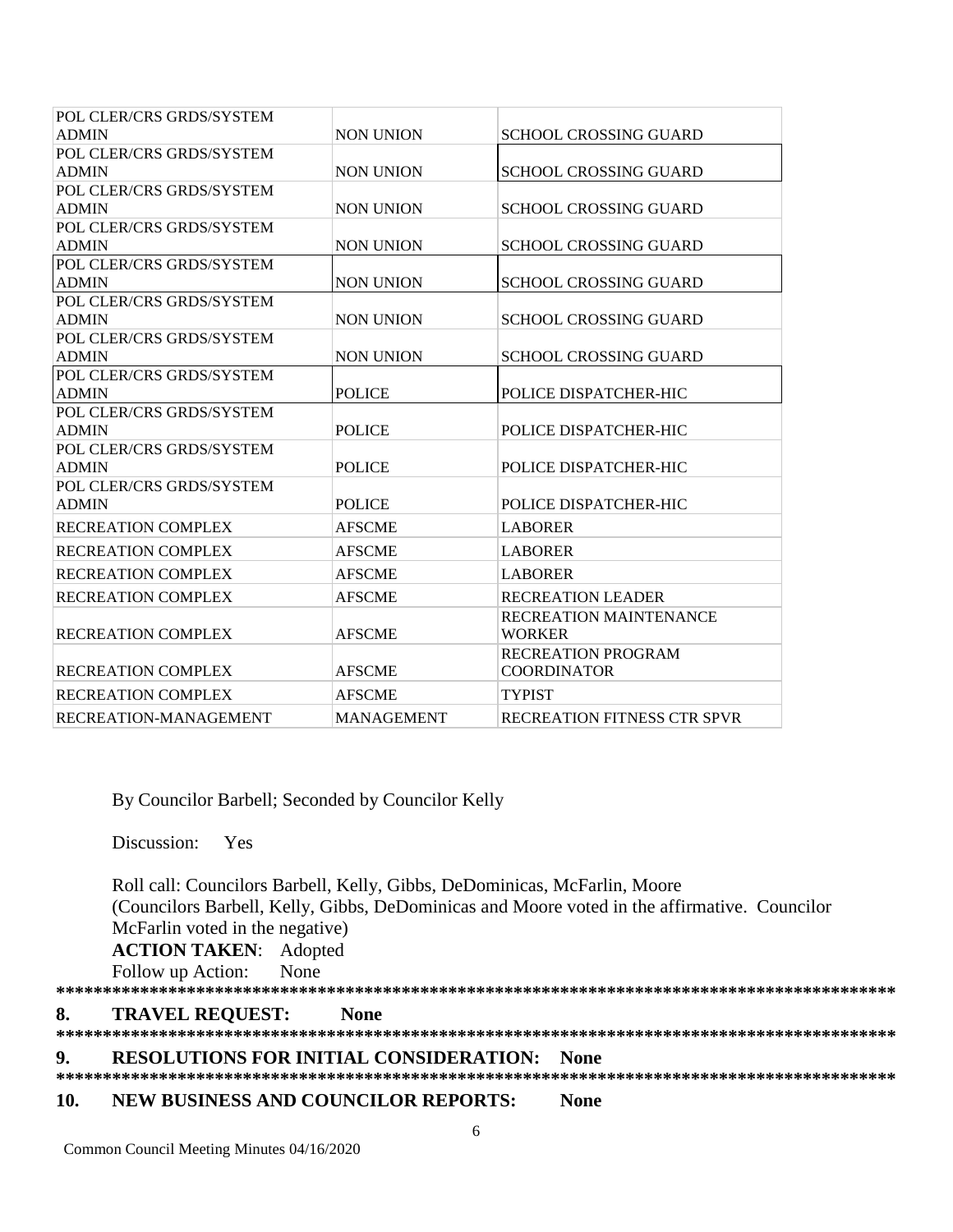| | | |
|---|---|---|
| POL CLER/CRS GRDS/SYSTEM ADMIN | NON UNION | SCHOOL CROSSING GUARD |
| POL CLER/CRS GRDS/SYSTEM ADMIN | NON UNION | SCHOOL CROSSING GUARD |
| POL CLER/CRS GRDS/SYSTEM ADMIN | NON UNION | SCHOOL CROSSING GUARD |
| POL CLER/CRS GRDS/SYSTEM ADMIN | NON UNION | SCHOOL CROSSING GUARD |
| POL CLER/CRS GRDS/SYSTEM ADMIN | NON UNION | SCHOOL CROSSING GUARD |
| POL CLER/CRS GRDS/SYSTEM ADMIN | NON UNION | SCHOOL CROSSING GUARD |
| POL CLER/CRS GRDS/SYSTEM ADMIN | NON UNION | SCHOOL CROSSING GUARD |
| POL CLER/CRS GRDS/SYSTEM ADMIN | POLICE | POLICE DISPATCHER-HIC |
| POL CLER/CRS GRDS/SYSTEM ADMIN | POLICE | POLICE DISPATCHER-HIC |
| POL CLER/CRS GRDS/SYSTEM ADMIN | POLICE | POLICE DISPATCHER-HIC |
| POL CLER/CRS GRDS/SYSTEM ADMIN | POLICE | POLICE DISPATCHER-HIC |
| RECREATION COMPLEX | AFSCME | LABORER |
| RECREATION COMPLEX | AFSCME | LABORER |
| RECREATION COMPLEX | AFSCME | LABORER |
| RECREATION COMPLEX | AFSCME | RECREATION LEADER |
| RECREATION COMPLEX | AFSCME | RECREATION MAINTENANCE WORKER |
| RECREATION COMPLEX | AFSCME | RECREATION PROGRAM COORDINATOR |
| RECREATION COMPLEX | AFSCME | TYPIST |
| RECREATION-MANAGEMENT | MANAGEMENT | RECREATION FITNESS CTR SPVR |

By Councilor Barbell; Seconded by Councilor Kelly

Discussion: Yes

Roll call: Councilors Barbell, Kelly, Gibbs, DeDominicas, McFarlin, Moore
(Councilors Barbell, Kelly, Gibbs, DeDominicas and Moore voted in the affirmative. Councilor McFarlin voted in the negative)

**ACTION TAKEN**: Adopted

Follow up Action: None

**************************************************************************************************

**8. TRAVEL REQUEST: None**

**************************************************************************************************

**9. RESOLUTIONS FOR INITIAL CONSIDERATION: None**

**************************************************************************************************

**10. NEW BUSINESS AND COUNCILOR REPORTS: None**

Common Council Meeting Minutes 04/16/2020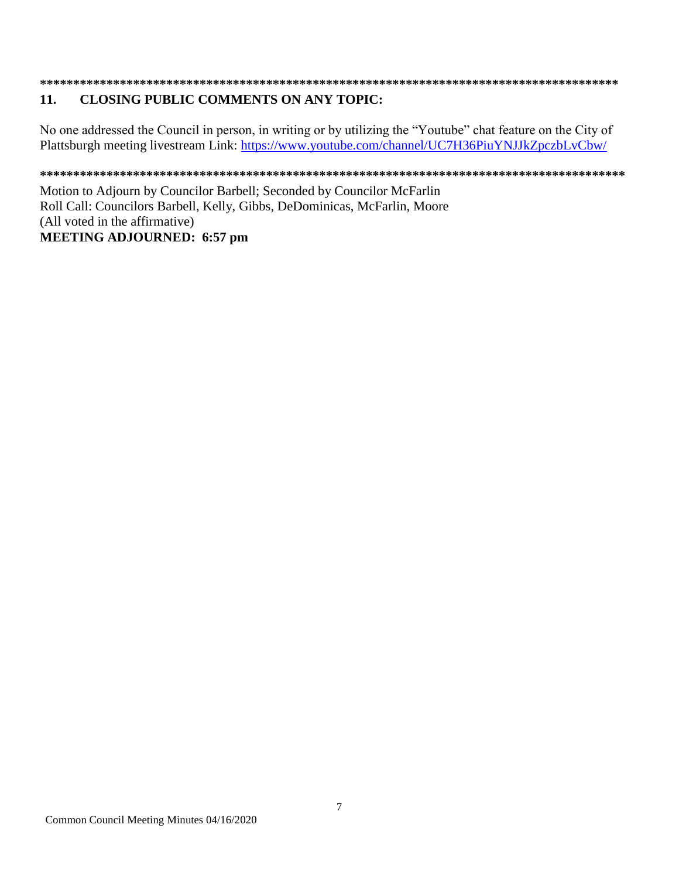**********************************************************************************************

## 11. CLOSING PUBLIC COMMENTS ON ANY TOPIC:

No one addressed the Council in person, in writing or by utilizing the "Youtube" chat feature on the City of Plattsburgh meeting livestream Link: https://www.youtube.com/channel/UC7H36PiuYNJJkZpczbLvCbw/

**********************************************************************************************

Motion to Adjourn by Councilor Barbell; Seconded by Councilor McFarlin
Roll Call: Councilors Barbell, Kelly, Gibbs, DeDominicas, McFarlin, Moore
(All voted in the affirmative)
**MEETING ADJOURNED: 6:57 pm**